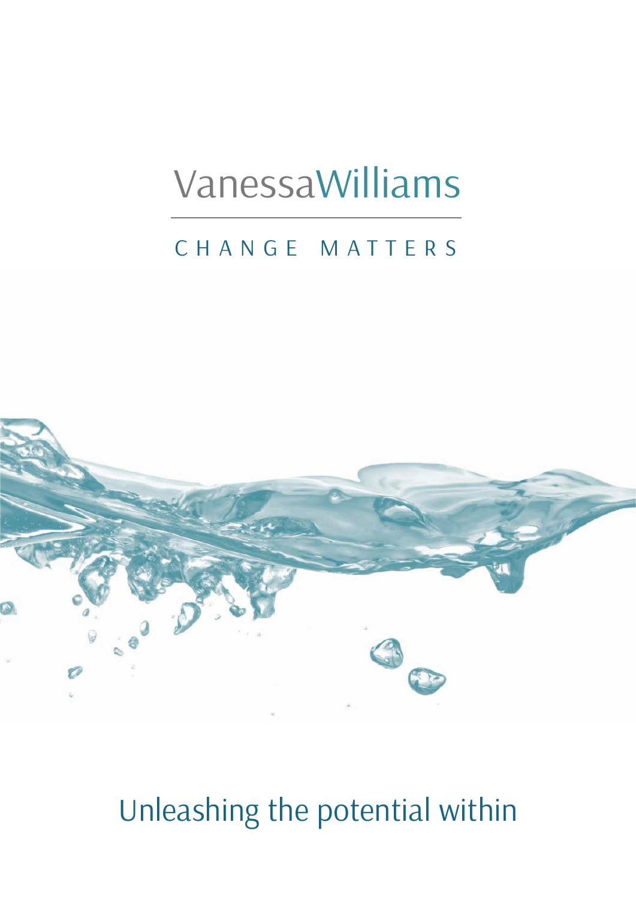# VanessaWilliams

CHANGE MATTERS

## Unleashing the potential within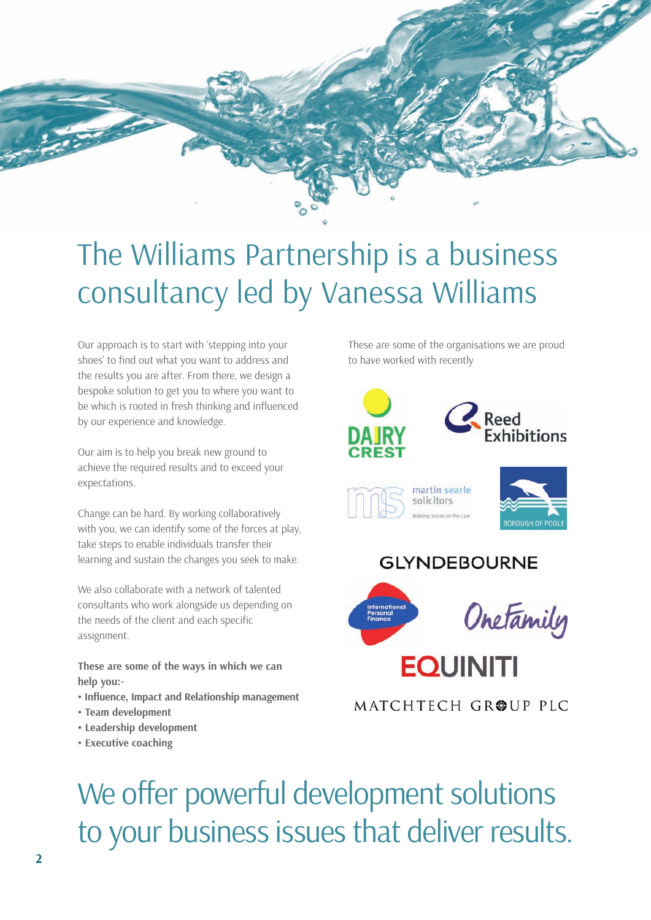# The Williams Partnership is a business consultancy led by Vanessa Williams

Our approach is to start with 'stepping into your shoes' to find out what you want to address and the results you are after. From there, we design a bespoke solution to get you to where you want to be which is rooted in fresh thinking and influenced by our experience and knowledge.

Our aim is to help you break new ground to achieve the required results and to exceed your expectations.

Change can be hard. By working collaboratively with you, we can identify some of the forces at play, take steps to enable individuals transfer their learning and sustain the changes you seek to make.

We also collaborate with a network of talented consultants who work alongside us depending on the needs of the client and each specific assignment.

**These are some of the ways in which we can help you:-**

- **Influence, Impact and Relationship management**
- **Team development**
- **Leadership development**
- **Executive coaching**

These are some of the organisations we are proud to have worked with recently

Dairy Crest

Reed Exhibitions

martin searle solicitors — Making Sense of the Law

Borough of Poole

GLYNDEBOURNE

International Personal Finance

OneFamily

EQUINITI

MATCHTECH GROUP PLC

## We offer powerful development solutions to your business issues that deliver results.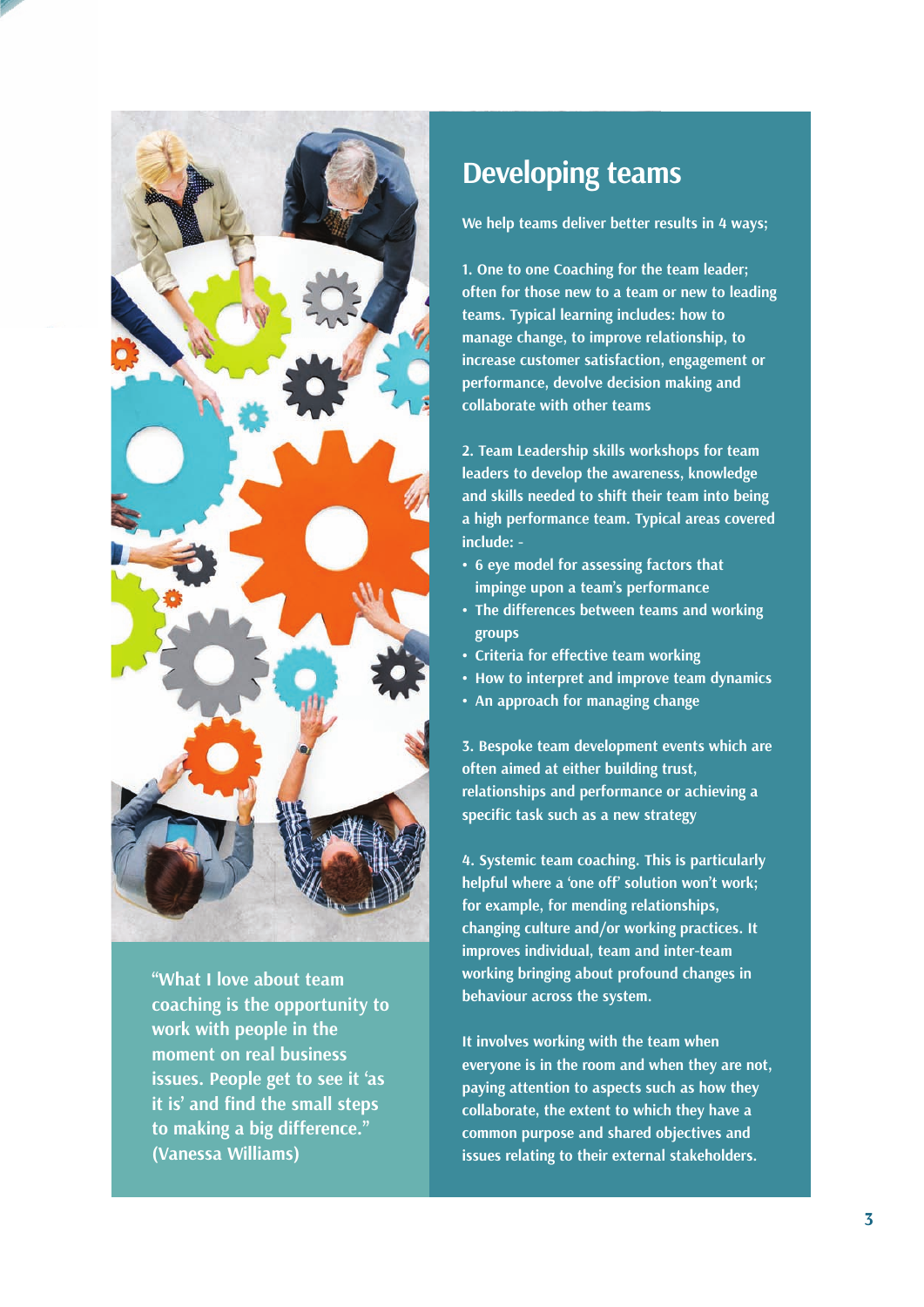## Developing teams

We help teams deliver better results in 4 ways;

1. One to one Coaching for the team leader; often for those new to a team or new to leading teams. Typical learning includes: how to manage change, to improve relationship, to increase customer satisfaction, engagement or performance, devolve decision making and collaborate with other teams

2. Team Leadership skills workshops for team leaders to develop the awareness, knowledge and skills needed to shift their team into being a high performance team. Typical areas covered include: -

- 6 eye model for assessing factors that impinge upon a team's performance
- The differences between teams and working groups
- Criteria for effective team working
- How to interpret and improve team dynamics
- An approach for managing change

3. Bespoke team development events which are often aimed at either building trust, relationships and performance or achieving a specific task such as a new strategy

4. Systemic team coaching. This is particularly helpful where a 'one off' solution won't work; for example, for mending relationships, changing culture and/or working practices. It improves individual, team and inter-team working bringing about profound changes in behaviour across the system.

It involves working with the team when everyone is in the room and when they are not, paying attention to aspects such as how they collaborate, the extent to which they have a common purpose and shared objectives and issues relating to their external stakeholders.

"What I love about team coaching is the opportunity to work with people in the moment on real business issues. People get to see it 'as it is' and find the small steps to making a big difference." (Vanessa Williams)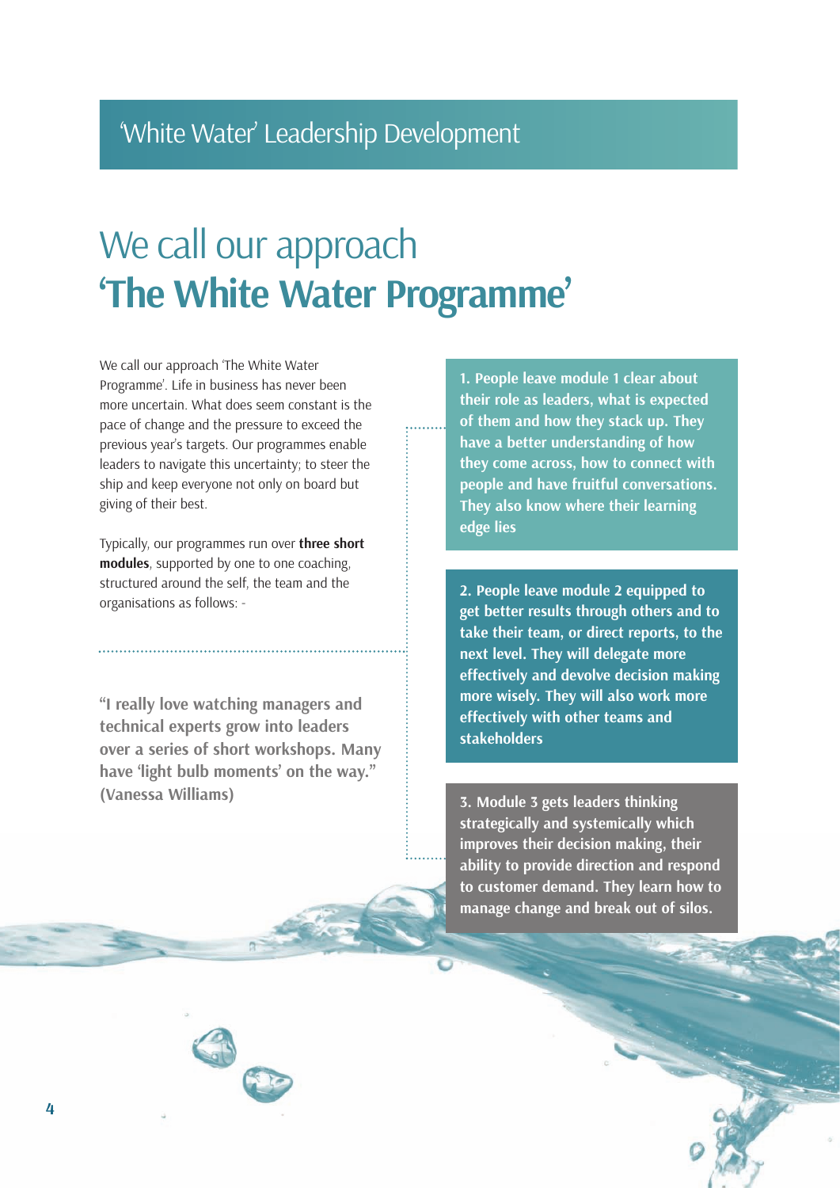## 'White Water' Leadership Development

# We call our approach **'The White Water Programme'**

We call our approach 'The White Water Programme'. Life in business has never been more uncertain. What does seem constant is the pace of change and the pressure to exceed the previous year's targets. Our programmes enable leaders to navigate this uncertainty; to steer the ship and keep everyone not only on board but giving of their best.

Typically, our programmes run over **three short modules**, supported by one to one coaching, structured around the self, the team and the organisations as follows: -

**1. People leave module 1 clear about their role as leaders, what is expected of them and how they stack up. They have a better understanding of how they come across, how to connect with people and have fruitful conversations. They also know where their learning edge lies**

**2. People leave module 2 equipped to get better results through others and to take their team, or direct reports, to the next level. They will delegate more effectively and devolve decision making more wisely. They will also work more effectively with other teams and stakeholders**

**3. Module 3 gets leaders thinking strategically and systemically which improves their decision making, their ability to provide direction and respond to customer demand. They learn how to manage change and break out of silos.**

**"I really love watching managers and technical experts grow into leaders over a series of short workshops. Many have 'light bulb moments' on the way." (Vanessa Williams)**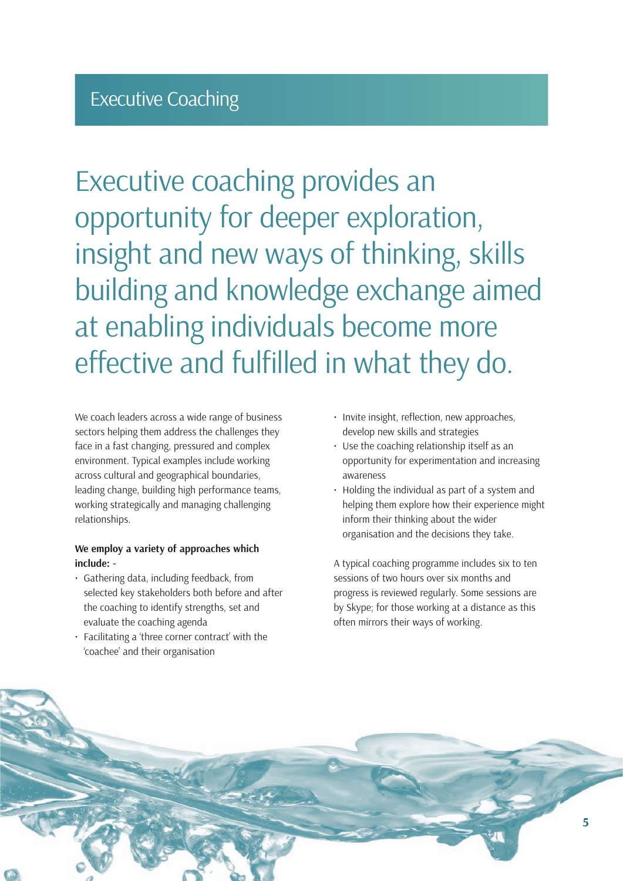# Executive Coaching

## Executive coaching provides an opportunity for deeper exploration, insight and new ways of thinking, skills building and knowledge exchange aimed at enabling individuals become more effective and fulfilled in what they do.

We coach leaders across a wide range of business sectors helping them address the challenges they face in a fast changing, pressured and complex environment. Typical examples include working across cultural and geographical boundaries, leading change, building high performance teams, working strategically and managing challenging relationships.

**We employ a variety of approaches which include: -**

- Gathering data, including feedback, from selected key stakeholders both before and after the coaching to identify strengths, set and evaluate the coaching agenda
- Facilitating a 'three corner contract' with the 'coachee' and their organisation
- Invite insight, reflection, new approaches, develop new skills and strategies
- Use the coaching relationship itself as an opportunity for experimentation and increasing awareness
- Holding the individual as part of a system and helping them explore how their experience might inform their thinking about the wider organisation and the decisions they take.

A typical coaching programme includes six to ten sessions of two hours over six months and progress is reviewed regularly. Some sessions are by Skype; for those working at a distance as this often mirrors their ways of working.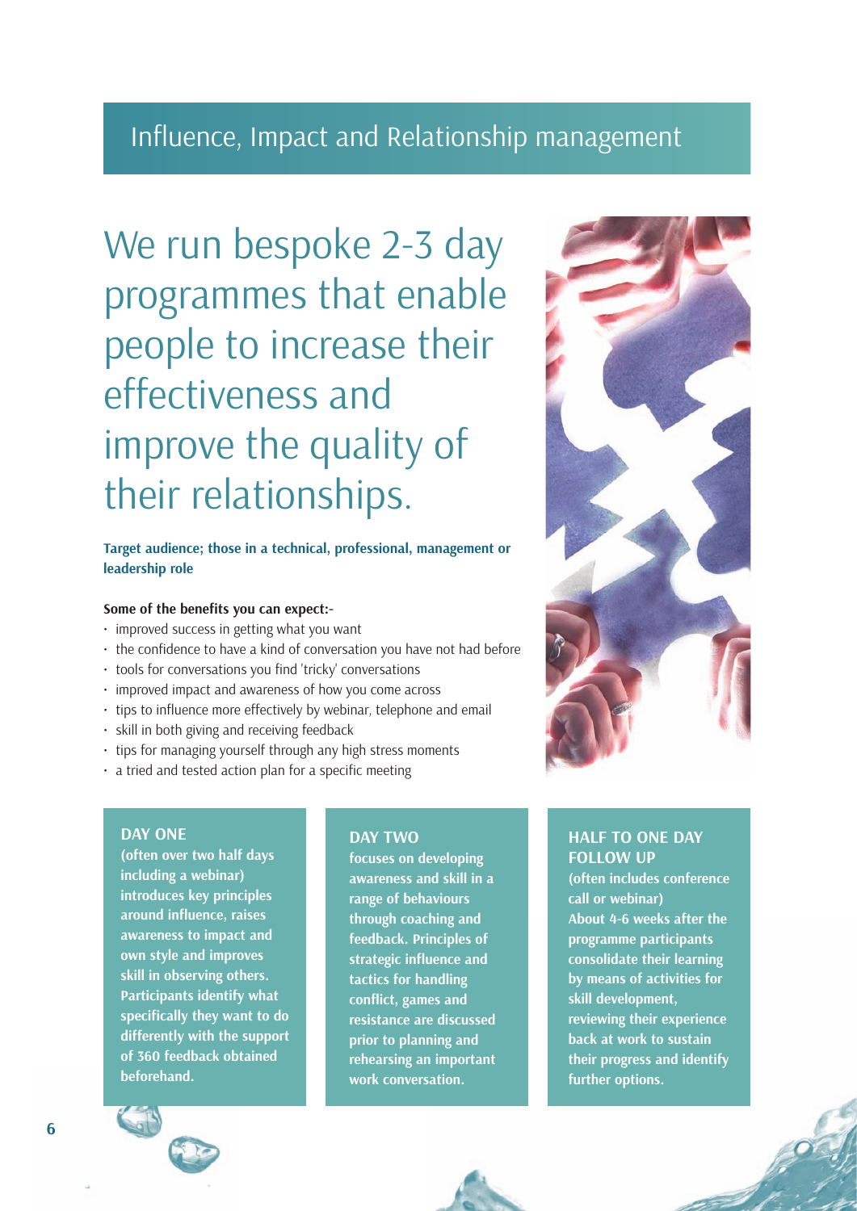## Influence, Impact and Relationship management

# We run bespoke 2-3 day programmes that enable people to increase their effectiveness and improve the quality of their relationships.

**Target audience; those in a technical, professional, management or leadership role**

**Some of the benefits you can expect:-**

- improved success in getting what you want
- the confidence to have a kind of conversation you have not had before
- tools for conversations you find 'tricky' conversations
- improved impact and awareness of how you come across
- tips to influence more effectively by webinar, telephone and email
- skill in both giving and receiving feedback
- tips for managing yourself through any high stress moments
- a tried and tested action plan for a specific meeting

### DAY ONE

**(often over two half days including a webinar) introduces key principles around influence, raises awareness to impact and own style and improves skill in observing others. Participants identify what specifically they want to do differently with the support of 360 feedback obtained beforehand.**

### DAY TWO

**focuses on developing awareness and skill in a range of behaviours through coaching and feedback. Principles of strategic influence and tactics for handling conflict, games and resistance are discussed prior to planning and rehearsing an important work conversation.**

### HALF TO ONE DAY FOLLOW UP

**(often includes conference call or webinar) About 4-6 weeks after the programme participants consolidate their learning by means of activities for skill development, reviewing their experience back at work to sustain their progress and identify further options.**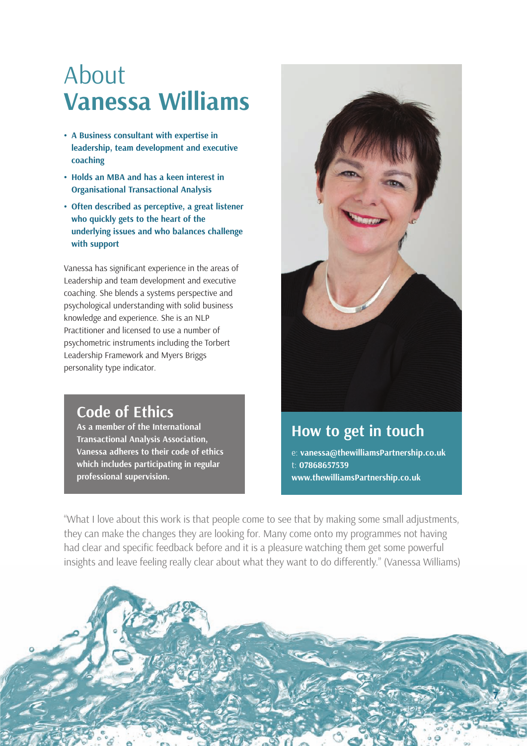# About Vanessa Williams

- **A Business consultant with expertise in leadership, team development and executive coaching**
- **Holds an MBA and has a keen interest in Organisational Transactional Analysis**
- **Often described as perceptive, a great listener who quickly gets to the heart of the underlying issues and who balances challenge with support**

Vanessa has significant experience in the areas of Leadership and team development and executive coaching. She blends a systems perspective and psychological understanding with solid business knowledge and experience. She is an NLP Practitioner and licensed to use a number of psychometric instruments including the Torbert Leadership Framework and Myers Briggs personality type indicator.

## Code of Ethics

**As a member of the International Transactional Analysis Association, Vanessa adheres to their code of ethics which includes participating in regular professional supervision.**

## How to get in touch

e: **vanessa@thewilliamsPartnership.co.uk**
t: **07868657539**
**www.thewilliamsPartnership.co.uk**

"What I love about this work is that people come to see that by making some small adjustments, they can make the changes they are looking for. Many come onto my programmes not having had clear and specific feedback before and it is a pleasure watching them get some powerful insights and leave feeling really clear about what they want to do differently." (Vanessa Williams)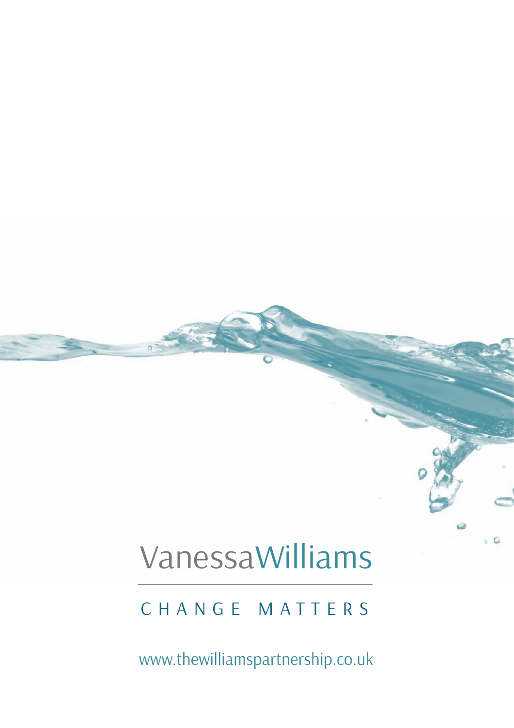VanessaWilliams

CHANGE MATTERS

www.thewilliamspartnership.co.uk